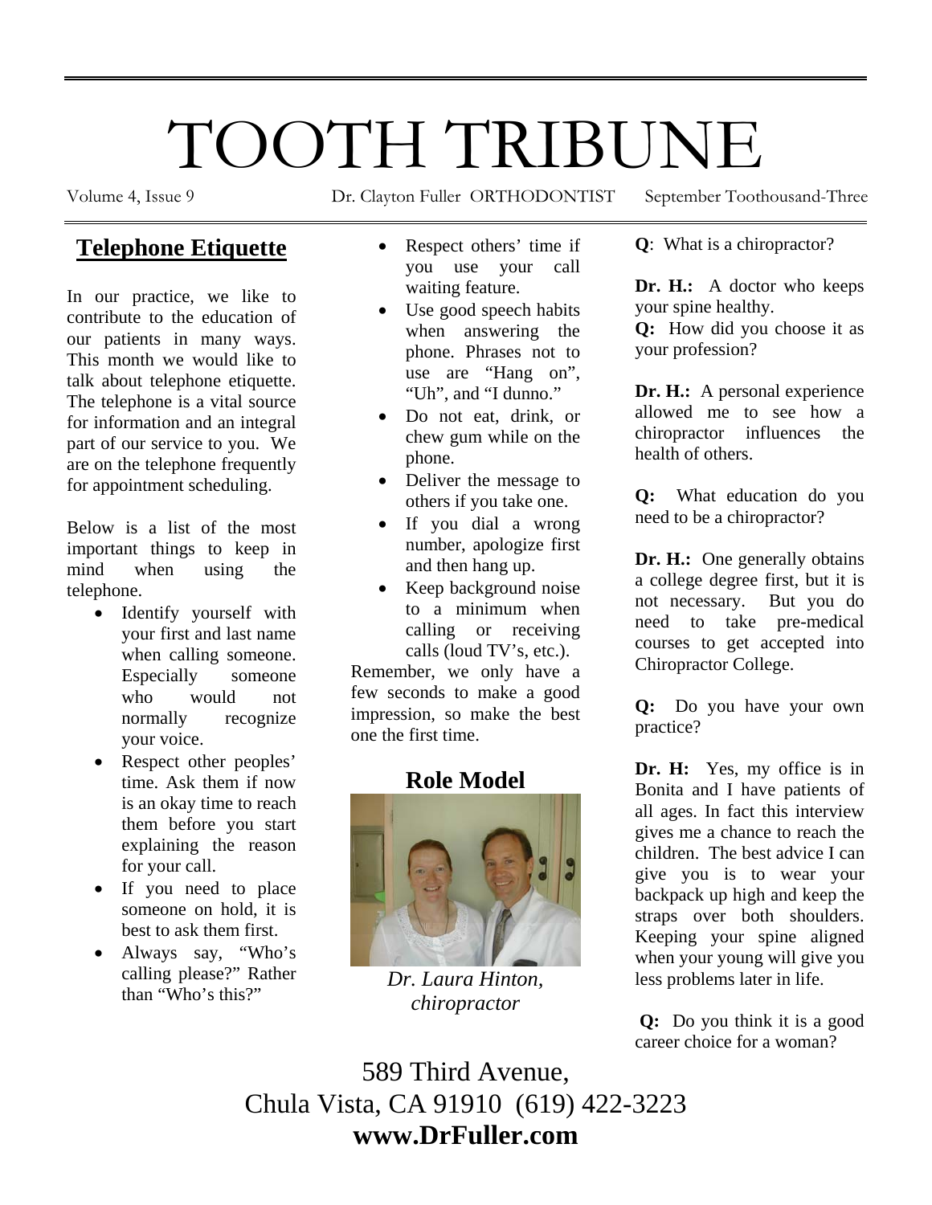# TOOTH TRIBUNE

Volume 4, Issue 9 | Dr. Clayton Fuller ORTHODONTIST | September Toothousand-Three

## Telephone Etiquette

In our practice, we like to contribute to the education of our patients in many ways. This month we would like to talk about telephone etiquette. The telephone is a vital source for information and an integral part of our service to you. We are on the telephone frequently for appointment scheduling.

Below is a list of the most important things to keep in mind when using the telephone.

- Identify yourself with your first and last name when calling someone. Especially someone who would not normally recognize your voice.
- Respect other peoples' time. Ask them if now is an okay time to reach them before you start explaining the reason for your call.
- If you need to place someone on hold, it is best to ask them first.
- Always say, "Who's calling please?" Rather than "Who's this?"
- Respect others' time if you use your call waiting feature.
- Use good speech habits when answering the phone. Phrases not to use are "Hang on", "Uh", and "I dunno."
- Do not eat, drink, or chew gum while on the phone.
- Deliver the message to others if you take one.
- If you dial a wrong number, apologize first and then hang up.
- Keep background noise to a minimum when calling or receiving calls (loud TV's, etc.).

Remember, we only have a few seconds to make a good impression, so make the best one the first time.

## Role Model

*Dr. Laura Hinton, chiropractor*

**Q**: What is a chiropractor?

**Dr. H.:** A doctor who keeps your spine healthy.

**Q:** How did you choose it as your profession?

**Dr. H.:** A personal experience allowed me to see how a chiropractor influences the health of others.

**Q:** What education do you need to be a chiropractor?

**Dr. H.:** One generally obtains a college degree first, but it is not necessary. But you do need to take pre-medical courses to get accepted into Chiropractor College.

**Q:** Do you have your own practice?

**Dr. H:** Yes, my office is in Bonita and I have patients of all ages. In fact this interview gives me a chance to reach the children. The best advice I can give you is to wear your backpack up high and keep the straps over both shoulders. Keeping your spine aligned when your young will give you less problems later in life.

**Q:** Do you think it is a good career choice for a woman?

589 Third Avenue,
Chula Vista, CA 91910 (619) 422-3223
**www.DrFuller.com**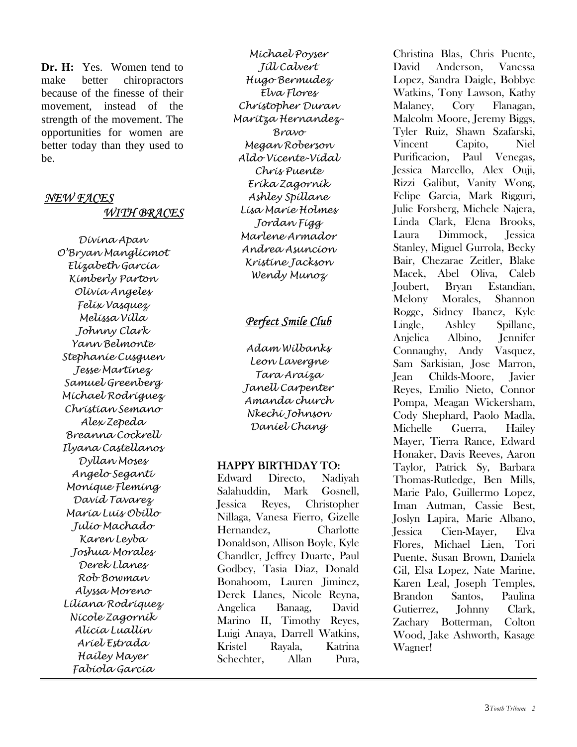**Dr. H:** Yes. Women tend to make better chiropractors because of the finesse of their movement, instead of the strength of the movement. The opportunities for women are better today than they used to be.

## *NEW FACES WITH BRACES*

*Divina Apan*
*O'Bryan Manglicmot*
*Elizabeth Garcia*
*Kimberly Parton*
*Olivia Angeles*
*Felix Vasquez*
*Melissa Villa*
*Johnny Clark*
*Yann Belmonte*
*Stephanie Cusguen*
*Jesse Martinez*
*Samuel Greenberg*
*Michael Rodriguez*
*Christian Semano*
*Alex Zepeda*
*Breanna Cockrell*
*Ilyana Castellanos*
*Dyllan Moses*
*Angelo Seganti*
*Monique Fleming*
*David Tavarez*
*Maria Luis Obillo*
*Julio Machado*
*Karen Leyba*
*Joshua Morales*
*Derek Llanes*
*Rob Bowman*
*Alyssa Moreno*
*Liliana Rodriquez*
*Nicole Zagornik*
*Alicia Luallin*
*Ariel Estrada*
*Hailey Mayer*
*Fabiola Garcia*
*Michael Poyser*
*Jill Calvert*
*Hugo Bermudez*
*Elva Flores*
*Christopher Duran*
*Maritza Hernandez-Bravo*
*Megan Roberson*
*Aldo Vicente-Vidal*
*Chris Puente*
*Erika Zagornik*
*Ashley Spillane*
*Lisa Marie Holmes*
*Jordan Figg*
*Marlene Armador*
*Andrea Asuncion*
*Kristine Jackson*
*Wendy Munoz*

## *Perfect Smile Club*

*Adam Wilbanks*
*Leon Lavergne*
*Tara Araiza*
*Janell Carpenter*
*Amanda church*
*Nkechi Johnson*
*Daniel Chang*

## HAPPY BIRTHDAY TO:

Edward Directo, Nadiyah Salahuddin, Mark Gosnell, Jessica Reyes, Christopher Nillaga, Vanesa Fierro, Gizelle Hernandez, Charlotte Donaldson, Allison Boyle, Kyle Chandler, Jeffrey Duarte, Paul Godbey, Tasia Diaz, Donald Bonahoom, Lauren Jiminez, Derek Llanes, Nicole Reyna, Angelica Banaag, David Marino II, Timothy Reyes, Luigi Anaya, Darrell Watkins, Kristel Rayala, Katrina Schechter, Allan Pura, Christina Blas, Chris Puente, David Anderson, Vanessa Lopez, Sandra Daigle, Bobbye Watkins, Tony Lawson, Kathy Malaney, Cory Flanagan, Malcolm Moore, Jeremy Biggs, Tyler Ruiz, Shawn Szafarski, Vincent Capito, Niel Purificacion, Paul Venegas, Jessica Marcello, Alex Ouji, Rizzi Galibut, Vanity Wong, Felipe Garcia, Mark Rigguri, Julie Forsberg, Michele Najera, Linda Clark, Elena Brooks, Laura Dimmock, Jessica Stanley, Miguel Gurrola, Becky Bair, Chezarae Zeitler, Blake Macek, Abel Oliva, Caleb Joubert, Bryan Estandian, Melony Morales, Shannon Rogge, Sidney Ibanez, Kyle Lingle, Ashley Spillane, Anjelica Albino, Jennifer Connaughy, Andy Vasquez, Sam Sarkisian, Jose Marron, Jean Childs-Moore, Javier Reyes, Emilio Nieto, Connor Pompa, Meagan Wickersham, Cody Shephard, Paolo Madla, Michelle Guerra, Hailey Mayer, Tierra Rance, Edward Honaker, Davis Reeves, Aaron Taylor, Patrick Sy, Barbara Thomas-Rutledge, Ben Mills, Marie Palo, Guillermo Lopez, Iman Autman, Cassie Best, Joslyn Lapira, Marie Albano, Jessica Cien-Mayer, Elva Flores, Michael Lien, Tori Puente, Susan Brown, Daniela Gil, Elsa Lopez, Nate Marine, Karen Leal, Joseph Temples, Brandon Santos, Paulina Gutierrez, Johnny Clark, Zachary Botterman, Colton Wood, Jake Ashworth, Kasage Wagner!